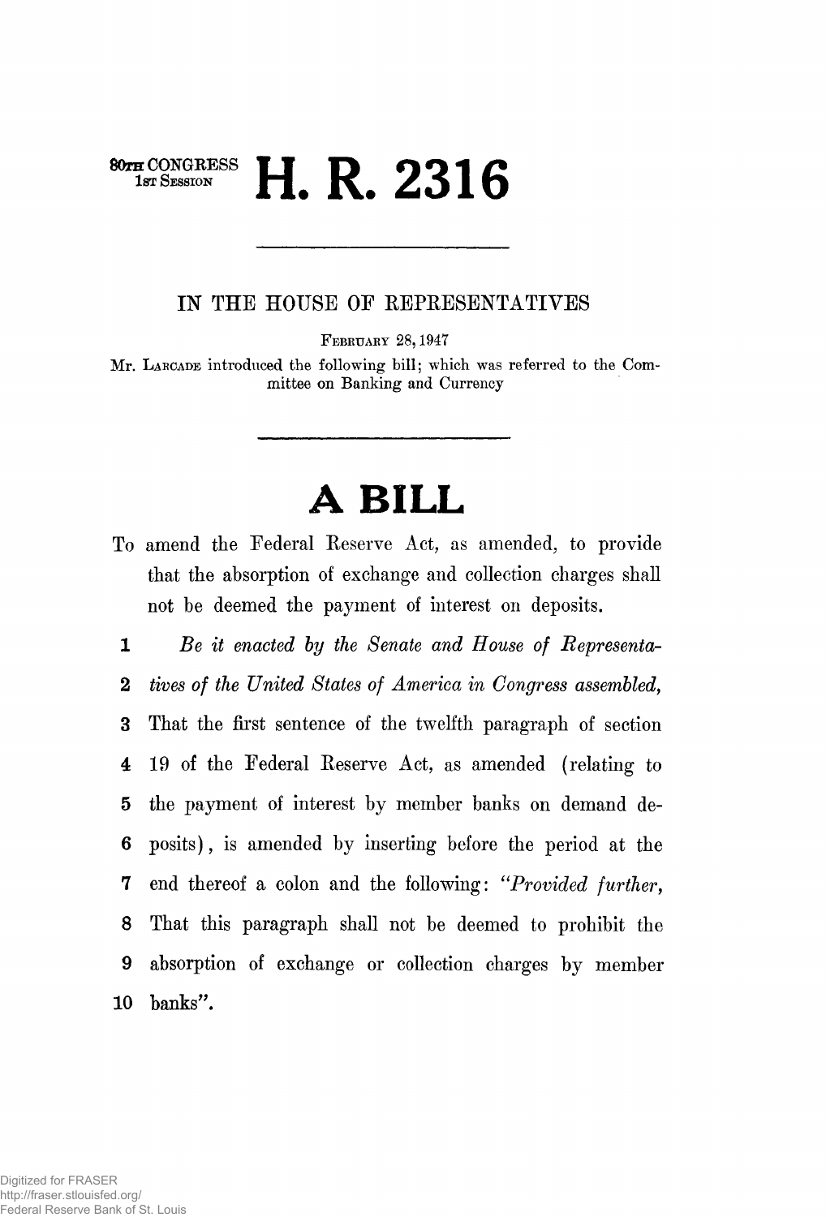80TH CONGRESS
1ST SESSION

# H. R. 2316

---

IN THE HOUSE OF REPRESENTATIVES

FEBRUARY 28, 1947

Mr. LARCADE introduced the following bill; which was referred to the Committee on Banking and Currency

---

# A BILL

To amend the Federal Reserve Act, as amended, to provide that the absorption of exchange and collection charges shall not be deemed the payment of interest on deposits.

1 *Be it enacted by the Senate and House of Representa-*
2 *tives of the United States of America in Congress assembled,*
3 That the first sentence of the twelfth paragraph of section
4 19 of the Federal Reserve Act, as amended (relating to
5 the payment of interest by member banks on demand de-
6 posits), is amended by inserting before the period at the
7 end thereof a colon and the following: "*Provided further*,
8 That this paragraph shall not be deemed to prohibit the
9 absorption of exchange or collection charges by member
10 banks".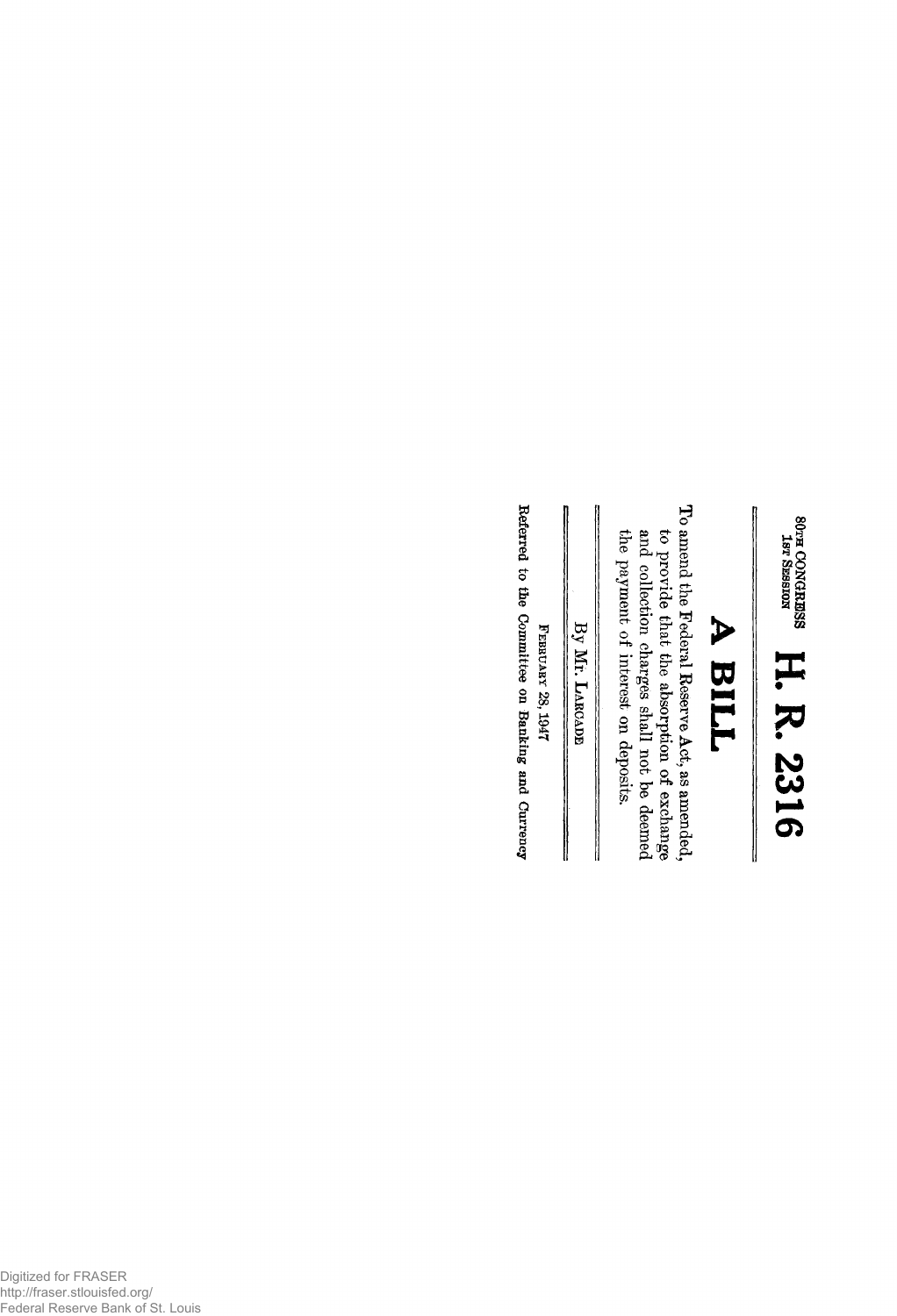80TH CONGRESS
1ST SESSION

# H. R. 2316

# A BILL

To amend the Federal Reserve Act, as amended, to provide that the absorption of exchange and collection charges shall not be deemed the payment of interest on deposits.

By Mr. LARCADE

FEBRUARY 28, 1947

Referred to the Committee on Banking and Currency

Digitized for FRASER
http://fraser.stlouisfed.org/
Federal Reserve Bank of St. Louis